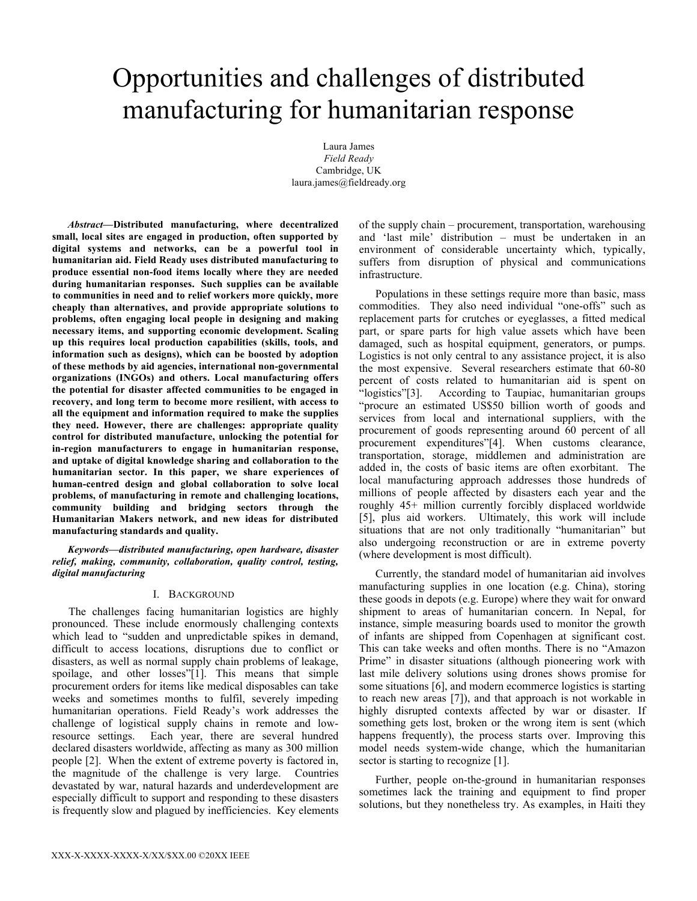# Opportunities and challenges of distributed manufacturing for humanitarian response

Laura James
*Field Ready*
Cambridge, UK
laura.james@fieldready.org

***Abstract*—Distributed manufacturing, where decentralized small, local sites are engaged in production, often supported by digital systems and networks, can be a powerful tool in humanitarian aid. Field Ready uses distributed manufacturing to produce essential non-food items locally where they are needed during humanitarian responses. Such supplies can be available to communities in need and to relief workers more quickly, more cheaply than alternatives, and provide appropriate solutions to problems, often engaging local people in designing and making necessary items, and supporting economic development. Scaling up this requires local production capabilities (skills, tools, and information such as designs), which can be boosted by adoption of these methods by aid agencies, international non-governmental organizations (INGOs) and others. Local manufacturing offers the potential for disaster affected communities to be engaged in recovery, and long term to become more resilient, with access to all the equipment and information required to make the supplies they need. However, there are challenges: appropriate quality control for distributed manufacture, unlocking the potential for in-region manufacturers to engage in humanitarian response, and uptake of digital knowledge sharing and collaboration to the humanitarian sector. In this paper, we share experiences of human-centred design and global collaboration to solve local problems, of manufacturing in remote and challenging locations, community building and bridging sectors through the Humanitarian Makers network, and new ideas for distributed manufacturing standards and quality.**

***Keywords—distributed manufacturing, open hardware, disaster relief, making, community, collaboration, quality control, testing, digital manufacturing***

## I. Background

The challenges facing humanitarian logistics are highly pronounced. These include enormously challenging contexts which lead to "sudden and unpredictable spikes in demand, difficult to access locations, disruptions due to conflict or disasters, as well as normal supply chain problems of leakage, spoilage, and other losses"[1]. This means that simple procurement orders for items like medical disposables can take weeks and sometimes months to fulfil, severely impeding humanitarian operations. Field Ready's work addresses the challenge of logistical supply chains in remote and low-resource settings. Each year, there are several hundred declared disasters worldwide, affecting as many as 300 million people [2]. When the extent of extreme poverty is factored in, the magnitude of the challenge is very large. Countries devastated by war, natural hazards and underdevelopment are especially difficult to support and responding to these disasters is frequently slow and plagued by inefficiencies. Key elements of the supply chain – procurement, transportation, warehousing and 'last mile' distribution – must be undertaken in an environment of considerable uncertainty which, typically, suffers from disruption of physical and communications infrastructure.

Populations in these settings require more than basic, mass commodities. They also need individual "one-offs" such as replacement parts for crutches or eyeglasses, a fitted medical part, or spare parts for high value assets which have been damaged, such as hospital equipment, generators, or pumps. Logistics is not only central to any assistance project, it is also the most expensive. Several researchers estimate that 60-80 percent of costs related to humanitarian aid is spent on "logistics"[3]. According to Taupiac, humanitarian groups "procure an estimated US$50 billion worth of goods and services from local and international suppliers, with the procurement of goods representing around 60 percent of all procurement expenditures"[4]. When customs clearance, transportation, storage, middlemen and administration are added in, the costs of basic items are often exorbitant. The local manufacturing approach addresses those hundreds of millions of people affected by disasters each year and the roughly 45+ million currently forcibly displaced worldwide [5], plus aid workers. Ultimately, this work will include situations that are not only traditionally "humanitarian" but also undergoing reconstruction or are in extreme poverty (where development is most difficult).

Currently, the standard model of humanitarian aid involves manufacturing supplies in one location (e.g. China), storing these goods in depots (e.g. Europe) where they wait for onward shipment to areas of humanitarian concern. In Nepal, for instance, simple measuring boards used to monitor the growth of infants are shipped from Copenhagen at significant cost. This can take weeks and often months. There is no "Amazon Prime" in disaster situations (although pioneering work with last mile delivery solutions using drones shows promise for some situations [6], and modern ecommerce logistics is starting to reach new areas [7]), and that approach is not workable in highly disrupted contexts affected by war or disaster. If something gets lost, broken or the wrong item is sent (which happens frequently), the process starts over. Improving this model needs system-wide change, which the humanitarian sector is starting to recognize [1].

Further, people on-the-ground in humanitarian responses sometimes lack the training and equipment to find proper solutions, but they nonetheless try. As examples, in Haiti they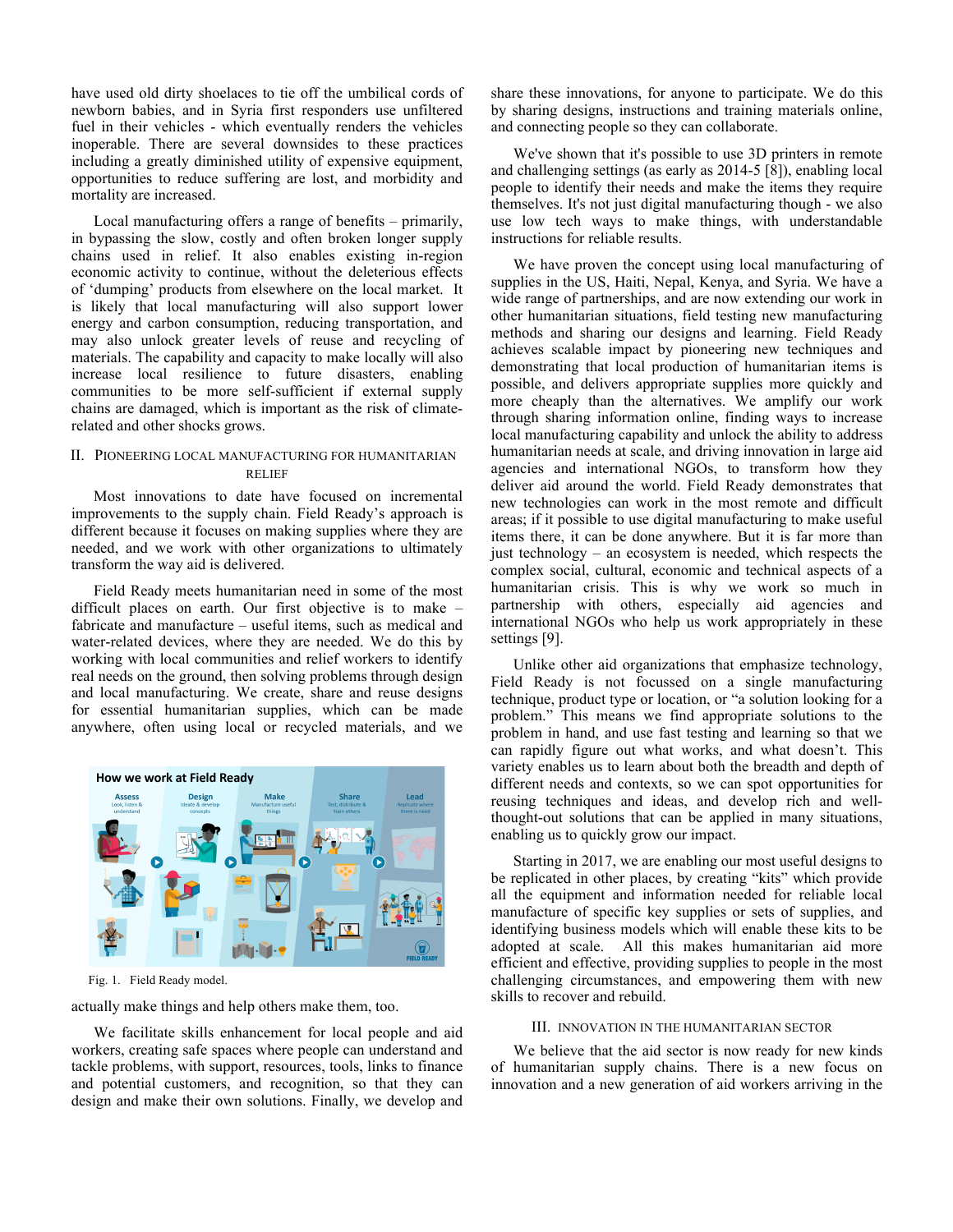have used old dirty shoelaces to tie off the umbilical cords of newborn babies, and in Syria first responders use unfiltered fuel in their vehicles - which eventually renders the vehicles inoperable. There are several downsides to these practices including a greatly diminished utility of expensive equipment, opportunities to reduce suffering are lost, and morbidity and mortality are increased.

Local manufacturing offers a range of benefits – primarily, in bypassing the slow, costly and often broken longer supply chains used in relief. It also enables existing in-region economic activity to continue, without the deleterious effects of 'dumping' products from elsewhere on the local market. It is likely that local manufacturing will also support lower energy and carbon consumption, reducing transportation, and may also unlock greater levels of reuse and recycling of materials. The capability and capacity to make locally will also increase local resilience to future disasters, enabling communities to be more self-sufficient if external supply chains are damaged, which is important as the risk of climate-related and other shocks grows.

## II. Pioneering Local Manufacturing for Humanitarian Relief

Most innovations to date have focused on incremental improvements to the supply chain. Field Ready's approach is different because it focuses on making supplies where they are needed, and we work with other organizations to ultimately transform the way aid is delivered.

Field Ready meets humanitarian need in some of the most difficult places on earth. Our first objective is to make – fabricate and manufacture – useful items, such as medical and water-related devices, where they are needed. We do this by working with local communities and relief workers to identify real needs on the ground, then solving problems through design and local manufacturing. We create, share and reuse designs for essential humanitarian supplies, which can be made anywhere, often using local or recycled materials, and we actually make things and help others make them, too.

Fig. 1. Field Ready model.

We facilitate skills enhancement for local people and aid workers, creating safe spaces where people can understand and tackle problems, with support, resources, tools, links to finance and potential customers, and recognition, so that they can design and make their own solutions. Finally, we develop and share these innovations, for anyone to participate. We do this by sharing designs, instructions and training materials online, and connecting people so they can collaborate.

We've shown that it's possible to use 3D printers in remote and challenging settings (as early as 2014-5 [8]), enabling local people to identify their needs and make the items they require themselves. It's not just digital manufacturing though - we also use low tech ways to make things, with understandable instructions for reliable results.

We have proven the concept using local manufacturing of supplies in the US, Haiti, Nepal, Kenya, and Syria. We have a wide range of partnerships, and are now extending our work in other humanitarian situations, field testing new manufacturing methods and sharing our designs and learning. Field Ready achieves scalable impact by pioneering new techniques and demonstrating that local production of humanitarian items is possible, and delivers appropriate supplies more quickly and more cheaply than the alternatives. We amplify our work through sharing information online, finding ways to increase local manufacturing capability and unlock the ability to address humanitarian needs at scale, and driving innovation in large aid agencies and international NGOs, to transform how they deliver aid around the world. Field Ready demonstrates that new technologies can work in the most remote and difficult areas; if it possible to use digital manufacturing to make useful items there, it can be done anywhere. But it is far more than just technology – an ecosystem is needed, which respects the complex social, cultural, economic and technical aspects of a humanitarian crisis. This is why we work so much in partnership with others, especially aid agencies and international NGOs who help us work appropriately in these settings [9].

Unlike other aid organizations that emphasize technology, Field Ready is not focussed on a single manufacturing technique, product type or location, or "a solution looking for a problem." This means we find appropriate solutions to the problem in hand, and use fast testing and learning so that we can rapidly figure out what works, and what doesn't. This variety enables us to learn about both the breadth and depth of different needs and contexts, so we can spot opportunities for reusing techniques and ideas, and develop rich and well-thought-out solutions that can be applied in many situations, enabling us to quickly grow our impact.

Starting in 2017, we are enabling our most useful designs to be replicated in other places, by creating "kits" which provide all the equipment and information needed for reliable local manufacture of specific key supplies or sets of supplies, and identifying business models which will enable these kits to be adopted at scale. All this makes humanitarian aid more efficient and effective, providing supplies to people in the most challenging circumstances, and empowering them with new skills to recover and rebuild.

## III. Innovation in the Humanitarian Sector

We believe that the aid sector is now ready for new kinds of humanitarian supply chains. There is a new focus on innovation and a new generation of aid workers arriving in the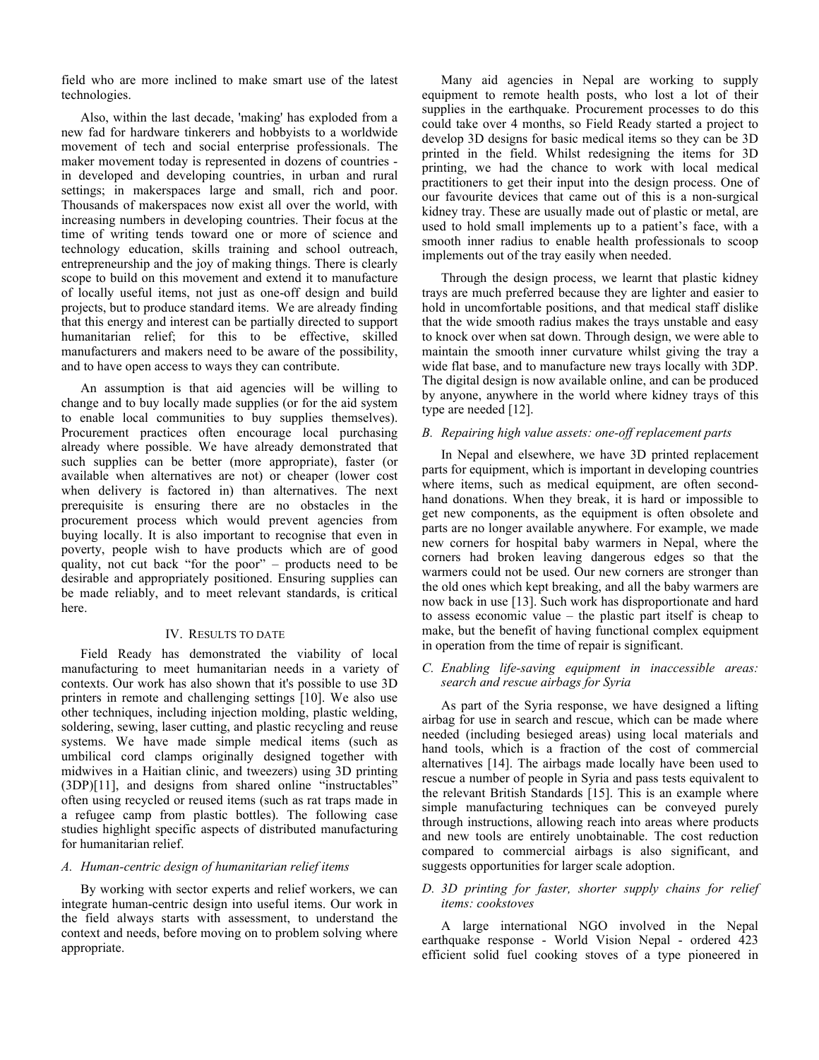field who are more inclined to make smart use of the latest technologies.

Also, within the last decade, 'making' has exploded from a new fad for hardware tinkerers and hobbyists to a worldwide movement of tech and social enterprise professionals. The maker movement today is represented in dozens of countries - in developed and developing countries, in urban and rural settings; in makerspaces large and small, rich and poor. Thousands of makerspaces now exist all over the world, with increasing numbers in developing countries. Their focus at the time of writing tends toward one or more of science and technology education, skills training and school outreach, entrepreneurship and the joy of making things. There is clearly scope to build on this movement and extend it to manufacture of locally useful items, not just as one-off design and build projects, but to produce standard items. We are already finding that this energy and interest can be partially directed to support humanitarian relief; for this to be effective, skilled manufacturers and makers need to be aware of the possibility, and to have open access to ways they can contribute.

An assumption is that aid agencies will be willing to change and to buy locally made supplies (or for the aid system to enable local communities to buy supplies themselves). Procurement practices often encourage local purchasing already where possible. We have already demonstrated that such supplies can be better (more appropriate), faster (or available when alternatives are not) or cheaper (lower cost when delivery is factored in) than alternatives. The next prerequisite is ensuring there are no obstacles in the procurement process which would prevent agencies from buying locally. It is also important to recognise that even in poverty, people wish to have products which are of good quality, not cut back "for the poor" – products need to be desirable and appropriately positioned. Ensuring supplies can be made reliably, and to meet relevant standards, is critical here.

## IV. Results to Date

Field Ready has demonstrated the viability of local manufacturing to meet humanitarian needs in a variety of contexts. Our work has also shown that it's possible to use 3D printers in remote and challenging settings [10]. We also use other techniques, including injection molding, plastic welding, soldering, sewing, laser cutting, and plastic recycling and reuse systems. We have made simple medical items (such as umbilical cord clamps originally designed together with midwives in a Haitian clinic, and tweezers) using 3D printing (3DP)[11], and designs from shared online "instructables" often using recycled or reused items (such as rat traps made in a refugee camp from plastic bottles). The following case studies highlight specific aspects of distributed manufacturing for humanitarian relief.

### *A. Human-centric design of humanitarian relief items*

By working with sector experts and relief workers, we can integrate human-centric design into useful items. Our work in the field always starts with assessment, to understand the context and needs, before moving on to problem solving where appropriate.

Many aid agencies in Nepal are working to supply equipment to remote health posts, who lost a lot of their supplies in the earthquake. Procurement processes to do this could take over 4 months, so Field Ready started a project to develop 3D designs for basic medical items so they can be 3D printed in the field. Whilst redesigning the items for 3D printing, we had the chance to work with local medical practitioners to get their input into the design process. One of our favourite devices that came out of this is a non-surgical kidney tray. These are usually made out of plastic or metal, are used to hold small implements up to a patient's face, with a smooth inner radius to enable health professionals to scoop implements out of the tray easily when needed.

Through the design process, we learnt that plastic kidney trays are much preferred because they are lighter and easier to hold in uncomfortable positions, and that medical staff dislike that the wide smooth radius makes the trays unstable and easy to knock over when sat down. Through design, we were able to maintain the smooth inner curvature whilst giving the tray a wide flat base, and to manufacture new trays locally with 3DP. The digital design is now available online, and can be produced by anyone, anywhere in the world where kidney trays of this type are needed [12].

### *B. Repairing high value assets: one-off replacement parts*

In Nepal and elsewhere, we have 3D printed replacement parts for equipment, which is important in developing countries where items, such as medical equipment, are often second-hand donations. When they break, it is hard or impossible to get new components, as the equipment is often obsolete and parts are no longer available anywhere. For example, we made new corners for hospital baby warmers in Nepal, where the corners had broken leaving dangerous edges so that the warmers could not be used. Our new corners are stronger than the old ones which kept breaking, and all the baby warmers are now back in use [13]. Such work has disproportionate and hard to assess economic value – the plastic part itself is cheap to make, but the benefit of having functional complex equipment in operation from the time of repair is significant.

### *C. Enabling life-saving equipment in inaccessible areas: search and rescue airbags for Syria*

As part of the Syria response, we have designed a lifting airbag for use in search and rescue, which can be made where needed (including besieged areas) using local materials and hand tools, which is a fraction of the cost of commercial alternatives [14]. The airbags made locally have been used to rescue a number of people in Syria and pass tests equivalent to the relevant British Standards [15]. This is an example where simple manufacturing techniques can be conveyed purely through instructions, allowing reach into areas where products and new tools are entirely unobtainable. The cost reduction compared to commercial airbags is also significant, and suggests opportunities for larger scale adoption.

### *D. 3D printing for faster, shorter supply chains for relief items: cookstoves*

A large international NGO involved in the Nepal earthquake response - World Vision Nepal - ordered 423 efficient solid fuel cooking stoves of a type pioneered in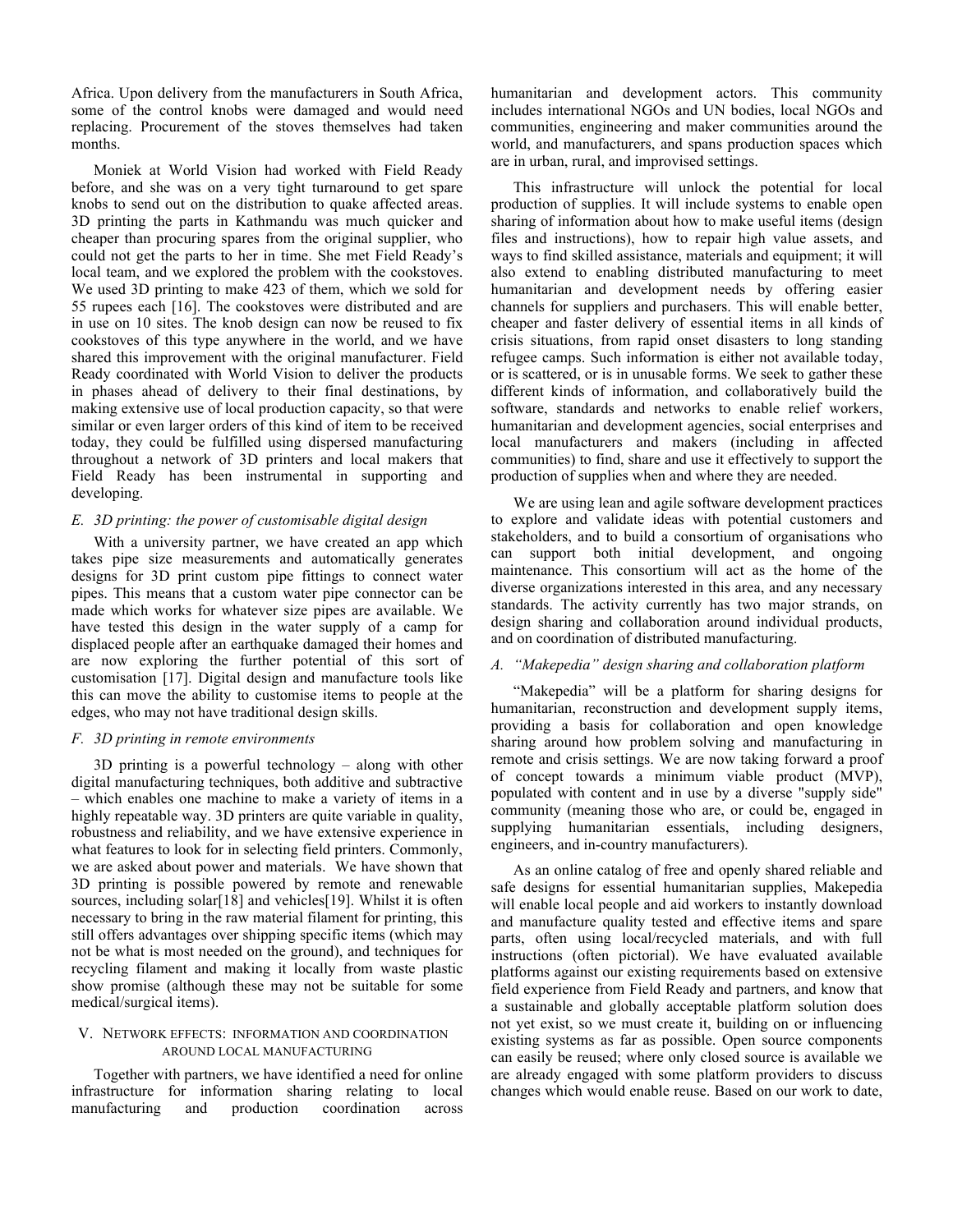Africa. Upon delivery from the manufacturers in South Africa, some of the control knobs were damaged and would need replacing. Procurement of the stoves themselves had taken months.

Moniek at World Vision had worked with Field Ready before, and she was on a very tight turnaround to get spare knobs to send out on the distribution to quake affected areas. 3D printing the parts in Kathmandu was much quicker and cheaper than procuring spares from the original supplier, who could not get the parts to her in time. She met Field Ready's local team, and we explored the problem with the cookstoves. We used 3D printing to make 423 of them, which we sold for 55 rupees each [16]. The cookstoves were distributed and are in use on 10 sites. The knob design can now be reused to fix cookstoves of this type anywhere in the world, and we have shared this improvement with the original manufacturer. Field Ready coordinated with World Vision to deliver the products in phases ahead of delivery to their final destinations, by making extensive use of local production capacity, so that were similar or even larger orders of this kind of item to be received today, they could be fulfilled using dispersed manufacturing throughout a network of 3D printers and local makers that Field Ready has been instrumental in supporting and developing.

### E. 3D printing: the power of customisable digital design

With a university partner, we have created an app which takes pipe size measurements and automatically generates designs for 3D print custom pipe fittings to connect water pipes. This means that a custom water pipe connector can be made which works for whatever size pipes are available. We have tested this design in the water supply of a camp for displaced people after an earthquake damaged their homes and are now exploring the further potential of this sort of customisation [17]. Digital design and manufacture tools like this can move the ability to customise items to people at the edges, who may not have traditional design skills.

### F. 3D printing in remote environments

3D printing is a powerful technology – along with other digital manufacturing techniques, both additive and subtractive – which enables one machine to make a variety of items in a highly repeatable way. 3D printers are quite variable in quality, robustness and reliability, and we have extensive experience in what features to look for in selecting field printers. Commonly, we are asked about power and materials. We have shown that 3D printing is possible powered by remote and renewable sources, including solar[18] and vehicles[19]. Whilst it is often necessary to bring in the raw material filament for printing, this still offers advantages over shipping specific items (which may not be what is most needed on the ground), and techniques for recycling filament and making it locally from waste plastic show promise (although these may not be suitable for some medical/surgical items).

## V. Network effects: information and coordination around local manufacturing

Together with partners, we have identified a need for online infrastructure for information sharing relating to local manufacturing and production coordination across humanitarian and development actors. This community includes international NGOs and UN bodies, local NGOs and communities, engineering and maker communities around the world, and manufacturers, and spans production spaces which are in urban, rural, and improvised settings.

This infrastructure will unlock the potential for local production of supplies. It will include systems to enable open sharing of information about how to make useful items (design files and instructions), how to repair high value assets, and ways to find skilled assistance, materials and equipment; it will also extend to enabling distributed manufacturing to meet humanitarian and development needs by offering easier channels for suppliers and purchasers. This will enable better, cheaper and faster delivery of essential items in all kinds of crisis situations, from rapid onset disasters to long standing refugee camps. Such information is either not available today, or is scattered, or is in unusable forms. We seek to gather these different kinds of information, and collaboratively build the software, standards and networks to enable relief workers, humanitarian and development agencies, social enterprises and local manufacturers and makers (including in affected communities) to find, share and use it effectively to support the production of supplies when and where they are needed.

We are using lean and agile software development practices to explore and validate ideas with potential customers and stakeholders, and to build a consortium of organisations who can support both initial development, and ongoing maintenance. This consortium will act as the home of the diverse organizations interested in this area, and any necessary standards. The activity currently has two major strands, on design sharing and collaboration around individual products, and on coordination of distributed manufacturing.

### A. "Makepedia" design sharing and collaboration platform

"Makepedia" will be a platform for sharing designs for humanitarian, reconstruction and development supply items, providing a basis for collaboration and open knowledge sharing around how problem solving and manufacturing in remote and crisis settings. We are now taking forward a proof of concept towards a minimum viable product (MVP), populated with content and in use by a diverse "supply side" community (meaning those who are, or could be, engaged in supplying humanitarian essentials, including designers, engineers, and in-country manufacturers).

As an online catalog of free and openly shared reliable and safe designs for essential humanitarian supplies, Makepedia will enable local people and aid workers to instantly download and manufacture quality tested and effective items and spare parts, often using local/recycled materials, and with full instructions (often pictorial). We have evaluated available platforms against our existing requirements based on extensive field experience from Field Ready and partners, and know that a sustainable and globally acceptable platform solution does not yet exist, so we must create it, building on or influencing existing systems as far as possible. Open source components can easily be reused; where only closed source is available we are already engaged with some platform providers to discuss changes which would enable reuse. Based on our work to date,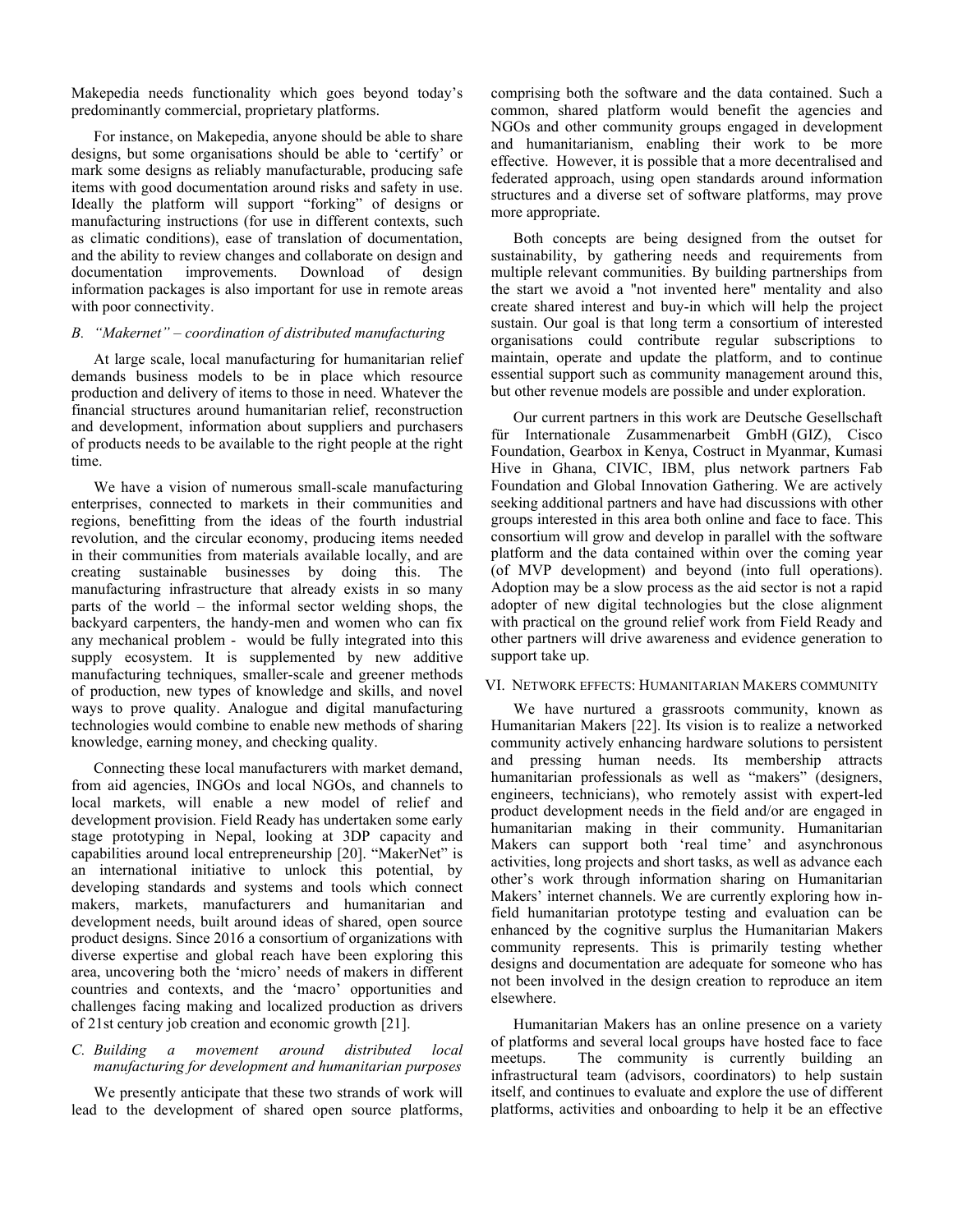Makepedia needs functionality which goes beyond today's predominantly commercial, proprietary platforms.

For instance, on Makepedia, anyone should be able to share designs, but some organisations should be able to 'certify' or mark some designs as reliably manufacturable, producing safe items with good documentation around risks and safety in use. Ideally the platform will support "forking" of designs or manufacturing instructions (for use in different contexts, such as climatic conditions), ease of translation of documentation, and the ability to review changes and collaborate on design and documentation improvements. Download of design information packages is also important for use in remote areas with poor connectivity.

### *B. "Makernet" – coordination of distributed manufacturing*

At large scale, local manufacturing for humanitarian relief demands business models to be in place which resource production and delivery of items to those in need. Whatever the financial structures around humanitarian relief, reconstruction and development, information about suppliers and purchasers of products needs to be available to the right people at the right time.

We have a vision of numerous small-scale manufacturing enterprises, connected to markets in their communities and regions, benefitting from the ideas of the fourth industrial revolution, and the circular economy, producing items needed in their communities from materials available locally, and are creating sustainable businesses by doing this. The manufacturing infrastructure that already exists in so many parts of the world – the informal sector welding shops, the backyard carpenters, the handy-men and women who can fix any mechanical problem - would be fully integrated into this supply ecosystem. It is supplemented by new additive manufacturing techniques, smaller-scale and greener methods of production, new types of knowledge and skills, and novel ways to prove quality. Analogue and digital manufacturing technologies would combine to enable new methods of sharing knowledge, earning money, and checking quality.

Connecting these local manufacturers with market demand, from aid agencies, INGOs and local NGOs, and channels to local markets, will enable a new model of relief and development provision. Field Ready has undertaken some early stage prototyping in Nepal, looking at 3DP capacity and capabilities around local entrepreneurship [20]. "MakerNet" is an international initiative to unlock this potential, by developing standards and systems and tools which connect makers, markets, manufacturers and humanitarian and development needs, built around ideas of shared, open source product designs. Since 2016 a consortium of organizations with diverse expertise and global reach have been exploring this area, uncovering both the 'micro' needs of makers in different countries and contexts, and the 'macro' opportunities and challenges facing making and localized production as drivers of 21st century job creation and economic growth [21].

### *C. Building a movement around distributed local manufacturing for development and humanitarian purposes*

We presently anticipate that these two strands of work will lead to the development of shared open source platforms, comprising both the software and the data contained. Such a common, shared platform would benefit the agencies and NGOs and other community groups engaged in development and humanitarianism, enabling their work to be more effective. However, it is possible that a more decentralised and federated approach, using open standards around information structures and a diverse set of software platforms, may prove more appropriate.

Both concepts are being designed from the outset for sustainability, by gathering needs and requirements from multiple relevant communities. By building partnerships from the start we avoid a "not invented here" mentality and also create shared interest and buy-in which will help the project sustain. Our goal is that long term a consortium of interested organisations could contribute regular subscriptions to maintain, operate and update the platform, and to continue essential support such as community management around this, but other revenue models are possible and under exploration.

Our current partners in this work are Deutsche Gesellschaft für Internationale Zusammenarbeit GmbH (GIZ), Cisco Foundation, Gearbox in Kenya, Costruct in Myanmar, Kumasi Hive in Ghana, CIVIC, IBM, plus network partners Fab Foundation and Global Innovation Gathering. We are actively seeking additional partners and have had discussions with other groups interested in this area both online and face to face. This consortium will grow and develop in parallel with the software platform and the data contained within over the coming year (of MVP development) and beyond (into full operations). Adoption may be a slow process as the aid sector is not a rapid adopter of new digital technologies but the close alignment with practical on the ground relief work from Field Ready and other partners will drive awareness and evidence generation to support take up.

## VI. Network effects: Humanitarian Makers community

We have nurtured a grassroots community, known as Humanitarian Makers [22]. Its vision is to realize a networked community actively enhancing hardware solutions to persistent and pressing human needs. Its membership attracts humanitarian professionals as well as "makers" (designers, engineers, technicians), who remotely assist with expert-led product development needs in the field and/or are engaged in humanitarian making in their community. Humanitarian Makers can support both 'real time' and asynchronous activities, long projects and short tasks, as well as advance each other's work through information sharing on Humanitarian Makers' internet channels. We are currently exploring how in-field humanitarian prototype testing and evaluation can be enhanced by the cognitive surplus the Humanitarian Makers community represents. This is primarily testing whether designs and documentation are adequate for someone who has not been involved in the design creation to reproduce an item elsewhere.

Humanitarian Makers has an online presence on a variety of platforms and several local groups have hosted face to face meetups. The community is currently building an infrastructural team (advisors, coordinators) to help sustain itself, and continues to evaluate and explore the use of different platforms, activities and onboarding to help it be an effective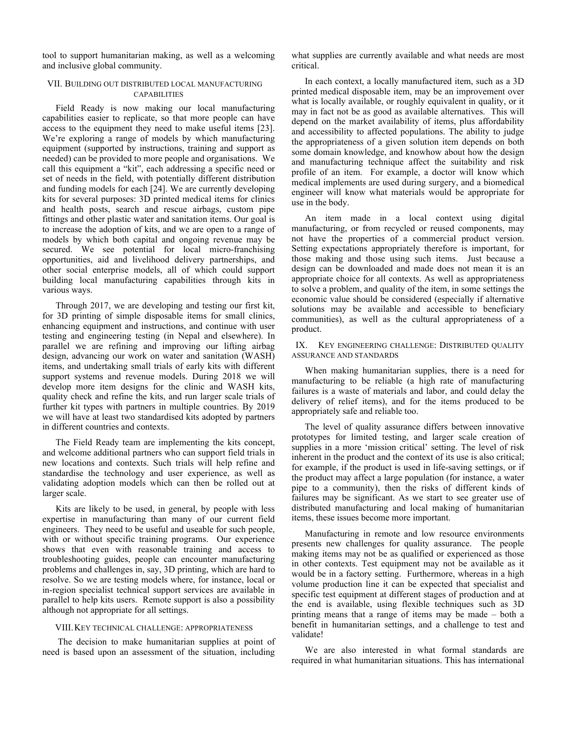tool to support humanitarian making, as well as a welcoming and inclusive global community.

## VII. Building out distributed local manufacturing capabilities

Field Ready is now making our local manufacturing capabilities easier to replicate, so that more people can have access to the equipment they need to make useful items [23]. We're exploring a range of models by which manufacturing equipment (supported by instructions, training and support as needed) can be provided to more people and organisations. We call this equipment a "kit", each addressing a specific need or set of needs in the field, with potentially different distribution and funding models for each [24]. We are currently developing kits for several purposes: 3D printed medical items for clinics and health posts, search and rescue airbags, custom pipe fittings and other plastic water and sanitation items. Our goal is to increase the adoption of kits, and we are open to a range of models by which both capital and ongoing revenue may be secured. We see potential for local micro-franchising opportunities, aid and livelihood delivery partnerships, and other social enterprise models, all of which could support building local manufacturing capabilities through kits in various ways.

Through 2017, we are developing and testing our first kit, for 3D printing of simple disposable items for small clinics, enhancing equipment and instructions, and continue with user testing and engineering testing (in Nepal and elsewhere). In parallel we are refining and improving our lifting airbag design, advancing our work on water and sanitation (WASH) items, and undertaking small trials of early kits with different support systems and revenue models. During 2018 we will develop more item designs for the clinic and WASH kits, quality check and refine the kits, and run larger scale trials of further kit types with partners in multiple countries. By 2019 we will have at least two standardised kits adopted by partners in different countries and contexts.

The Field Ready team are implementing the kits concept, and welcome additional partners who can support field trials in new locations and contexts. Such trials will help refine and standardise the technology and user experience, as well as validating adoption models which can then be rolled out at larger scale.

Kits are likely to be used, in general, by people with less expertise in manufacturing than many of our current field engineers. They need to be useful and useable for such people, with or without specific training programs. Our experience shows that even with reasonable training and access to troubleshooting guides, people can encounter manufacturing problems and challenges in, say, 3D printing, which are hard to resolve. So we are testing models where, for instance, local or in-region specialist technical support services are available in parallel to help kits users. Remote support is also a possibility although not appropriate for all settings.

## VIII. Key technical challenge: appropriateness

The decision to make humanitarian supplies at point of need is based upon an assessment of the situation, including what supplies are currently available and what needs are most critical.

In each context, a locally manufactured item, such as a 3D printed medical disposable item, may be an improvement over what is locally available, or roughly equivalent in quality, or it may in fact not be as good as available alternatives. This will depend on the market availability of items, plus affordability and accessibility to affected populations. The ability to judge the appropriateness of a given solution item depends on both some domain knowledge, and knowhow about how the design and manufacturing technique affect the suitability and risk profile of an item. For example, a doctor will know which medical implements are used during surgery, and a biomedical engineer will know what materials would be appropriate for use in the body.

An item made in a local context using digital manufacturing, or from recycled or reused components, may not have the properties of a commercial product version. Setting expectations appropriately therefore is important, for those making and those using such items. Just because a design can be downloaded and made does not mean it is an appropriate choice for all contexts. As well as appropriateness to solve a problem, and quality of the item, in some settings the economic value should be considered (especially if alternative solutions may be available and accessible to beneficiary communities), as well as the cultural appropriateness of a product.

## IX. Key engineering challenge: Distributed quality assurance and standards

When making humanitarian supplies, there is a need for manufacturing to be reliable (a high rate of manufacturing failures is a waste of materials and labor, and could delay the delivery of relief items), and for the items produced to be appropriately safe and reliable too.

The level of quality assurance differs between innovative prototypes for limited testing, and larger scale creation of supplies in a more 'mission critical' setting. The level of risk inherent in the product and the context of its use is also critical; for example, if the product is used in life-saving settings, or if the product may affect a large population (for instance, a water pipe to a community), then the risks of different kinds of failures may be significant. As we start to see greater use of distributed manufacturing and local making of humanitarian items, these issues become more important.

Manufacturing in remote and low resource environments presents new challenges for quality assurance. The people making items may not be as qualified or experienced as those in other contexts. Test equipment may not be available as it would be in a factory setting. Furthermore, whereas in a high volume production line it can be expected that specialist and specific test equipment at different stages of production and at the end is available, using flexible techniques such as 3D printing means that a range of items may be made – both a benefit in humanitarian settings, and a challenge to test and validate!

We are also interested in what formal standards are required in what humanitarian situations. This has international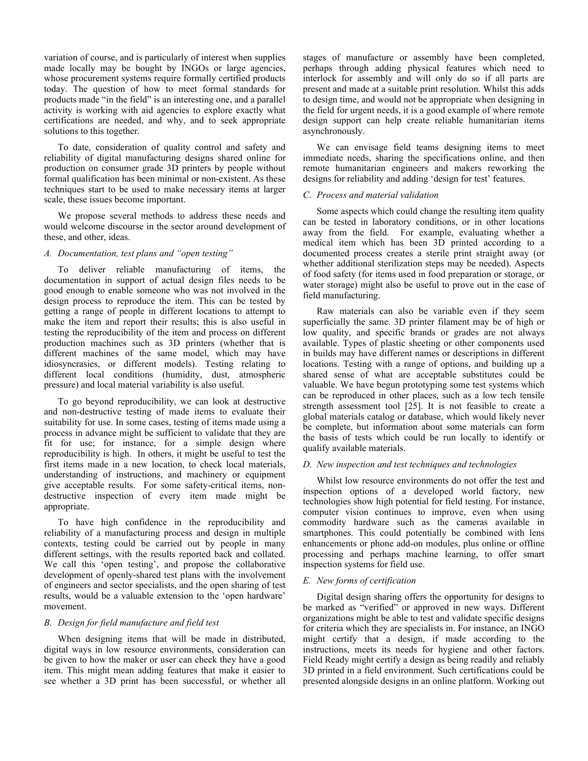variation of course, and is particularly of interest when supplies made locally may be bought by INGOs or large agencies, whose procurement systems require formally certified products today. The question of how to meet formal standards for products made "in the field" is an interesting one, and a parallel activity is working with aid agencies to explore exactly what certifications are needed, and why, and to seek appropriate solutions to this together.

To date, consideration of quality control and safety and reliability of digital manufacturing designs shared online for production on consumer grade 3D printers by people without formal qualification has been minimal or non-existent. As these techniques start to be used to make necessary items at larger scale, these issues become important.

We propose several methods to address these needs and would welcome discourse in the sector around development of these, and other, ideas.

### A. Documentation, test plans and "open testing"

To deliver reliable manufacturing of items, the documentation in support of actual design files needs to be good enough to enable someone who was not involved in the design process to reproduce the item. This can be tested by getting a range of people in different locations to attempt to make the item and report their results; this is also useful in testing the reproducibility of the item and process on different production machines such as 3D printers (whether that is different machines of the same model, which may have idiosyncrasies, or different models). Testing relating to different local conditions (humidity, dust, atmospheric pressure) and local material variability is also useful.

To go beyond reproducibility, we can look at destructive and non-destructive testing of made items to evaluate their suitability for use. In some cases, testing of items made using a process in advance might be sufficient to validate that they are fit for use; for instance, for a simple design where reproducibility is high. In others, it might be useful to test the first items made in a new location, to check local materials, understanding of instructions, and machinery or equipment give acceptable results. For some safety-critical items, non-destructive inspection of every item made might be appropriate.

To have high confidence in the reproducibility and reliability of a manufacturing process and design in multiple contexts, testing could be carried out by people in many different settings, with the results reported back and collated. We call this 'open testing', and propose the collaborative development of openly-shared test plans with the involvement of engineers and sector specialists, and the open sharing of test results, would be a valuable extension to the 'open hardware' movement.

### B. Design for field manufacture and field test

When designing items that will be made in distributed, digital ways in low resource environments, consideration can be given to how the maker or user can check they have a good item. This might mean adding features that make it easier to see whether a 3D print has been successful, or whether all stages of manufacture or assembly have been completed, perhaps through adding physical features which need to interlock for assembly and will only do so if all parts are present and made at a suitable print resolution. Whilst this adds to design time, and would not be appropriate when designing in the field for urgent needs, it is a good example of where remote design support can help create reliable humanitarian items asynchronously.

We can envisage field teams designing items to meet immediate needs, sharing the specifications online, and then remote humanitarian engineers and makers reworking the designs for reliability and adding 'design for test' features.

### C. Process and material validation

Some aspects which could change the resulting item quality can be tested in laboratory conditions, or in other locations away from the field. For example, evaluating whether a medical item which has been 3D printed according to a documented process creates a sterile print straight away (or whether additional sterilization steps may be needed). Aspects of food safety (for items used in food preparation or storage, or water storage) might also be useful to prove out in the case of field manufacturing.

Raw materials can also be variable even if they seem superficially the same. 3D printer filament may be of high or low quality, and specific brands or grades are not always available. Types of plastic sheeting or other components used in builds may have different names or descriptions in different locations. Testing with a range of options, and building up a shared sense of what are acceptable substitutes could be valuable. We have begun prototyping some test systems which can be reproduced in other places, such as a low tech tensile strength assessment tool [25]. It is not feasible to create a global materials catalog or database, which would likely never be complete, but information about some materials can form the basis of tests which could be run locally to identify or qualify available materials.

### D. New inspection and test techniques and technologies

Whilst low resource environments do not offer the test and inspection options of a developed world factory, new technologies show high potential for field testing. For instance, computer vision continues to improve, even when using commodity hardware such as the cameras available in smartphones. This could potentially be combined with lens enhancements or phone add-on modules, plus online or offline processing and perhaps machine learning, to offer smart inspection systems for field use.

### E. New forms of certification

Digital design sharing offers the opportunity for designs to be marked as "verified" or approved in new ways. Different organizations might be able to test and validate specific designs for criteria which they are specialists in. For instance, an INGO might certify that a design, if made according to the instructions, meets its needs for hygiene and other factors. Field Ready might certify a design as being readily and reliably 3D printed in a field environment. Such certifications could be presented alongside designs in an online platform. Working out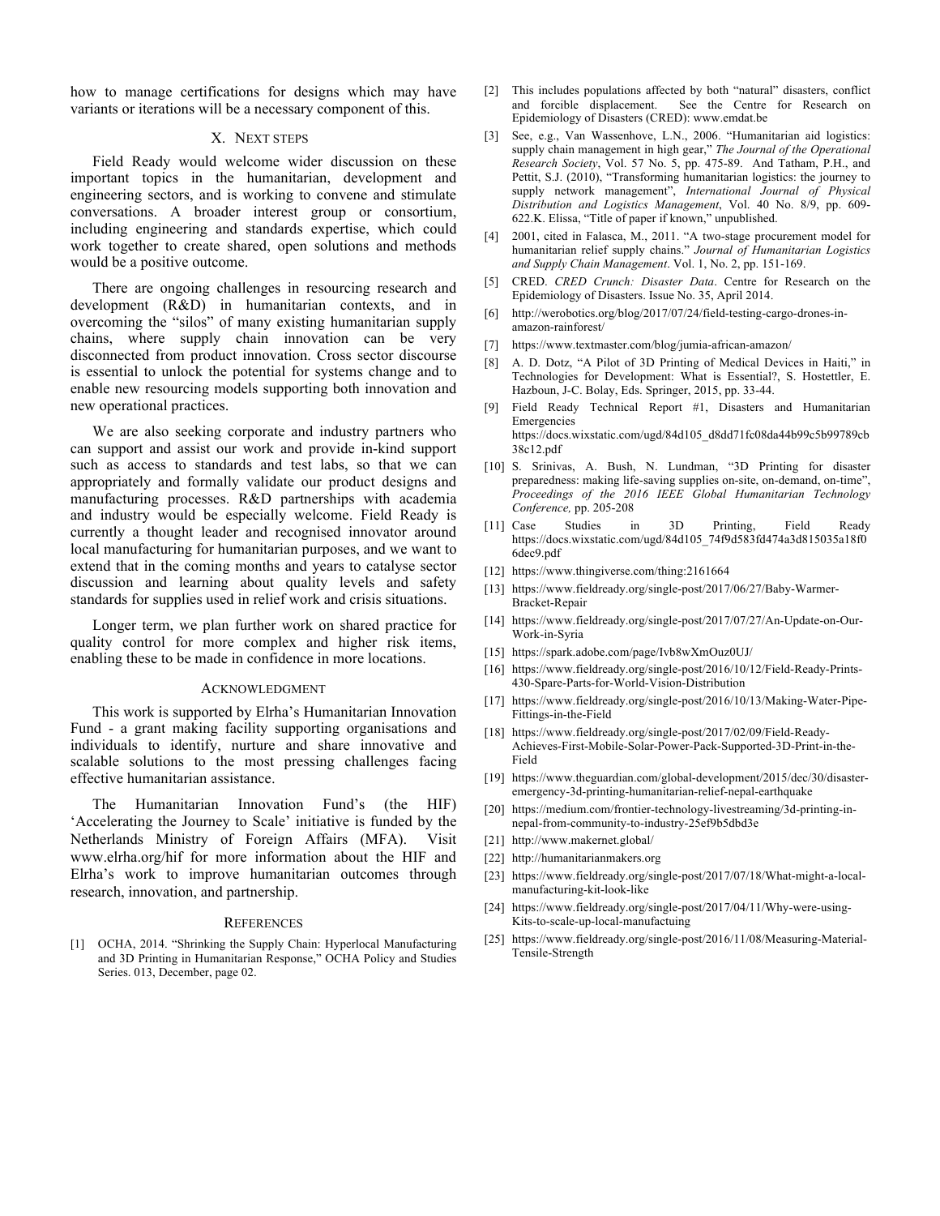how to manage certifications for designs which may have variants or iterations will be a necessary component of this.

## X. Next steps

Field Ready would welcome wider discussion on these important topics in the humanitarian, development and engineering sectors, and is working to convene and stimulate conversations. A broader interest group or consortium, including engineering and standards expertise, which could work together to create shared, open solutions and methods would be a positive outcome.

There are ongoing challenges in resourcing research and development (R&D) in humanitarian contexts, and in overcoming the "silos" of many existing humanitarian supply chains, where supply chain innovation can be very disconnected from product innovation. Cross sector discourse is essential to unlock the potential for systems change and to enable new resourcing models supporting both innovation and new operational practices.

We are also seeking corporate and industry partners who can support and assist our work and provide in-kind support such as access to standards and test labs, so that we can appropriately and formally validate our product designs and manufacturing processes. R&D partnerships with academia and industry would be especially welcome. Field Ready is currently a thought leader and recognised innovator around local manufacturing for humanitarian purposes, and we want to extend that in the coming months and years to catalyse sector discussion and learning about quality levels and safety standards for supplies used in relief work and crisis situations.

Longer term, we plan further work on shared practice for quality control for more complex and higher risk items, enabling these to be made in confidence in more locations.

## Acknowledgment

This work is supported by Elrha's Humanitarian Innovation Fund - a grant making facility supporting organisations and individuals to identify, nurture and share innovative and scalable solutions to the most pressing challenges facing effective humanitarian assistance.

The Humanitarian Innovation Fund's (the HIF) 'Accelerating the Journey to Scale' initiative is funded by the Netherlands Ministry of Foreign Affairs (MFA). Visit www.elrha.org/hif for more information about the HIF and Elrha's work to improve humanitarian outcomes through research, innovation, and partnership.

## References

[1] OCHA, 2014. "Shrinking the Supply Chain: Hyperlocal Manufacturing and 3D Printing in Humanitarian Response," OCHA Policy and Studies Series. 013, December, page 02.

[2] This includes populations affected by both "natural" disasters, conflict and forcible displacement. See the Centre for Research on Epidemiology of Disasters (CRED): www.emdat.be

[3] See, e.g., Van Wassenhove, L.N., 2006. "Humanitarian aid logistics: supply chain management in high gear," *The Journal of the Operational Research Society*, Vol. 57 No. 5, pp. 475-89. And Tatham, P.H., and Pettit, S.J. (2010), "Transforming humanitarian logistics: the journey to supply network management", *International Journal of Physical Distribution and Logistics Management*, Vol. 40 No. 8/9, pp. 609-622.K. Elissa, "Title of paper if known," unpublished.

[4] 2001, cited in Falasca, M., 2011. "A two-stage procurement model for humanitarian relief supply chains." *Journal of Humanitarian Logistics and Supply Chain Management*. Vol. 1, No. 2, pp. 151-169.

[5] CRED. *CRED Crunch: Disaster Data*. Centre for Research on the Epidemiology of Disasters. Issue No. 35, April 2014.

[6] http://werobotics.org/blog/2017/07/24/field-testing-cargo-drones-in-amazon-rainforest/

[7] https://www.textmaster.com/blog/jumia-african-amazon/

[8] A. D. Dotz, "A Pilot of 3D Printing of Medical Devices in Haiti," in Technologies for Development: What is Essential?, S. Hostettler, E. Hazboun, J-C. Bolay, Eds. Springer, 2015, pp. 33-44.

[9] Field Ready Technical Report #1, Disasters and Humanitarian Emergencies https://docs.wixstatic.com/ugd/84d105_d8dd71fc08da44b99c5b99789cb38c12.pdf

[10] S. Srinivas, A. Bush, N. Lundman, "3D Printing for disaster preparedness: making life-saving supplies on-site, on-demand, on-time", *Proceedings of the 2016 IEEE Global Humanitarian Technology Conference,* pp. 205-208

[11] Case Studies in 3D Printing, Field Ready https://docs.wixstatic.com/ugd/84d105_74f9d583fd474a3d815035a18f06dec9.pdf

[12] https://www.thingiverse.com/thing:2161664

[13] https://www.fieldready.org/single-post/2017/06/27/Baby-Warmer-Bracket-Repair

[14] https://www.fieldready.org/single-post/2017/07/27/An-Update-on-Our-Work-in-Syria

[15] https://spark.adobe.com/page/Ivb8wXmOuz0UJ/

[16] https://www.fieldready.org/single-post/2016/10/12/Field-Ready-Prints-430-Spare-Parts-for-World-Vision-Distribution

[17] https://www.fieldready.org/single-post/2016/10/13/Making-Water-Pipe-Fittings-in-the-Field

[18] https://www.fieldready.org/single-post/2017/02/09/Field-Ready-Achieves-First-Mobile-Solar-Power-Pack-Supported-3D-Print-in-the-Field

[19] https://www.theguardian.com/global-development/2015/dec/30/disaster-emergency-3d-printing-humanitarian-relief-nepal-earthquake

[20] https://medium.com/frontier-technology-livestreaming/3d-printing-in-nepal-from-community-to-industry-25ef9b5dbd3e

[21] http://www.makernet.global/

[22] http://humanitarianmakers.org

[23] https://www.fieldready.org/single-post/2017/07/18/What-might-a-local-manufacturing-kit-look-like

[24] https://www.fieldready.org/single-post/2017/04/11/Why-were-using-Kits-to-scale-up-local-manufactuing

[25] https://www.fieldready.org/single-post/2016/11/08/Measuring-Material-Tensile-Strength